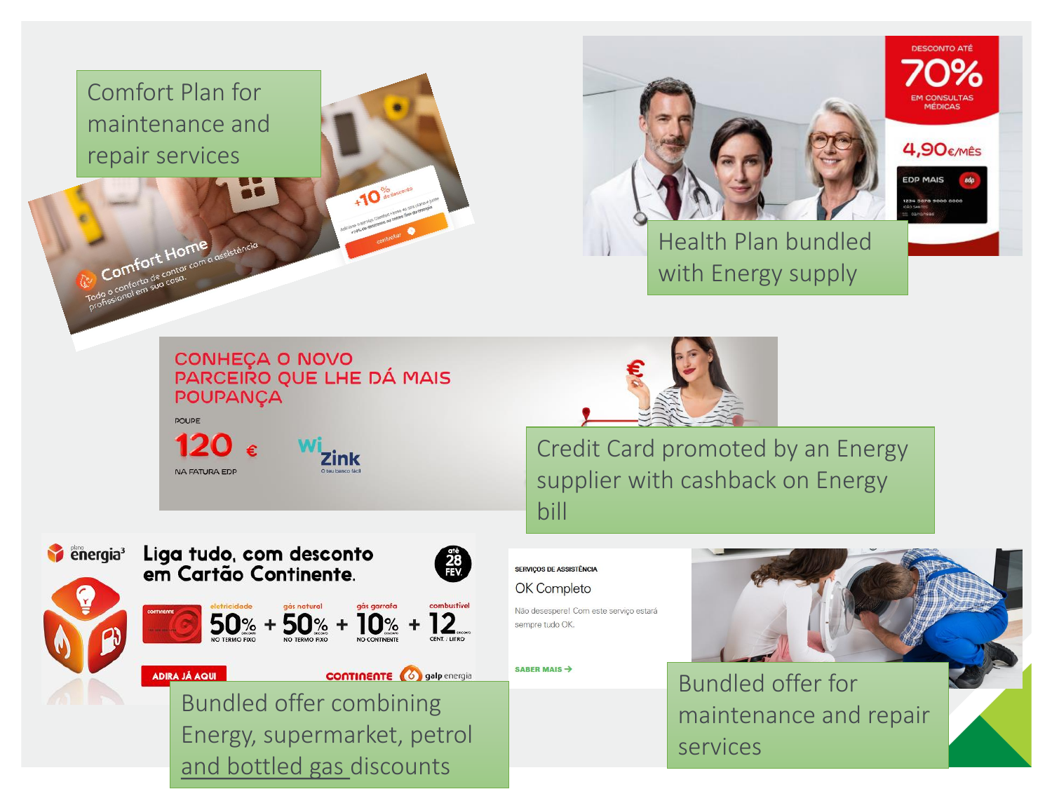Comfort Plan for maintenance and repair services

Comfort Home

Todo o conforto de contar com a assistência profissional em sua casa.

+10 % de desconto

contratar

Health Plan bundled with Energy supply

DESCONTO ATÉ 70% EM CONSULTAS MÉDICAS

4,90€/MÊS

EDP MAIS

CONHEÇA O NOVO PARCEIRO QUE LHE DÁ MAIS POUPANÇA

POUPE 120 € NA FATURA EDP

WiZink

O teu banco fácil

Credit Card promoted by an Energy supplier with cashback on Energy bill

plano energia³

Liga tudo, com desconto em Cartão Continente.

até 28 FEV.

eletricidade 50% NO TERMO FIXO + gás natural 50% NO TERMO FIXO + gás garrafa 10% NO CONTINENTE + combustível 12 CENT. / LITRO

ADIRA JÁ AQUI

CONTINENTE galp energia

Bundled offer combining Energy, supermarket, petrol and bottled gas discounts

SERVIÇOS DE ASSISTÊNCIA

OK Completo

Não desespere! Com este serviço estará sempre tudo OK.

SABER MAIS →

Bundled offer for maintenance and repair services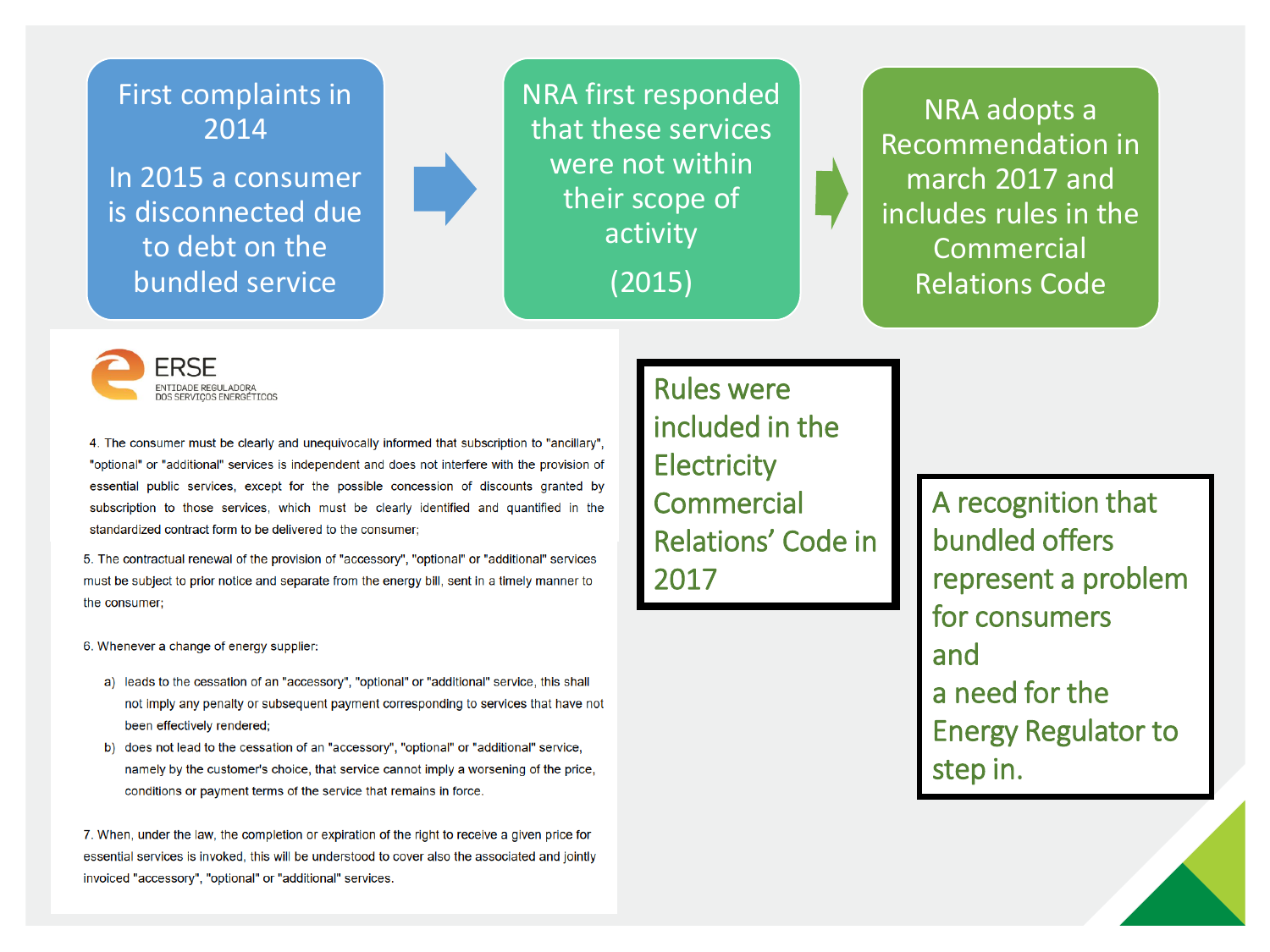First complaints in 2014

In 2015 a consumer is disconnected due to debt on the bundled service

→

NRA first responded that these services were not within their scope of activity

(2015)

→

NRA adopts a Recommendation in march 2017 and includes rules in the Commercial Relations Code

ERSE
ENTIDADE REGULADORA
DOS SERVIÇOS ENERGÉTICOS

4. The consumer must be clearly and unequivocally informed that subscription to "ancillary", "optional" or "additional" services is independent and does not interfere with the provision of essential public services, except for the possible concession of discounts granted by subscription to those services, which must be clearly identified and quantified in the standardized contract form to be delivered to the consumer;

5. The contractual renewal of the provision of "accessory", "optional" or "additional" services must be subject to prior notice and separate from the energy bill, sent in a timely manner to the consumer;

6. Whenever a change of energy supplier:

a) leads to the cessation of an "accessory", "optional" or "additional" service, this shall not imply any penalty or subsequent payment corresponding to services that have not been effectively rendered;

b) does not lead to the cessation of an "accessory", "optional" or "additional" service, namely by the customer's choice, that service cannot imply a worsening of the price, conditions or payment terms of the service that remains in force.

7. When, under the law, the completion or expiration of the right to receive a given price for essential services is invoked, this will be understood to cover also the associated and jointly invoiced "accessory", "optional" or "additional" services.

Rules were included in the Electricity Commercial Relations' Code in 2017

A recognition that bundled offers represent a problem for consumers
and
a need for the Energy Regulator to step in.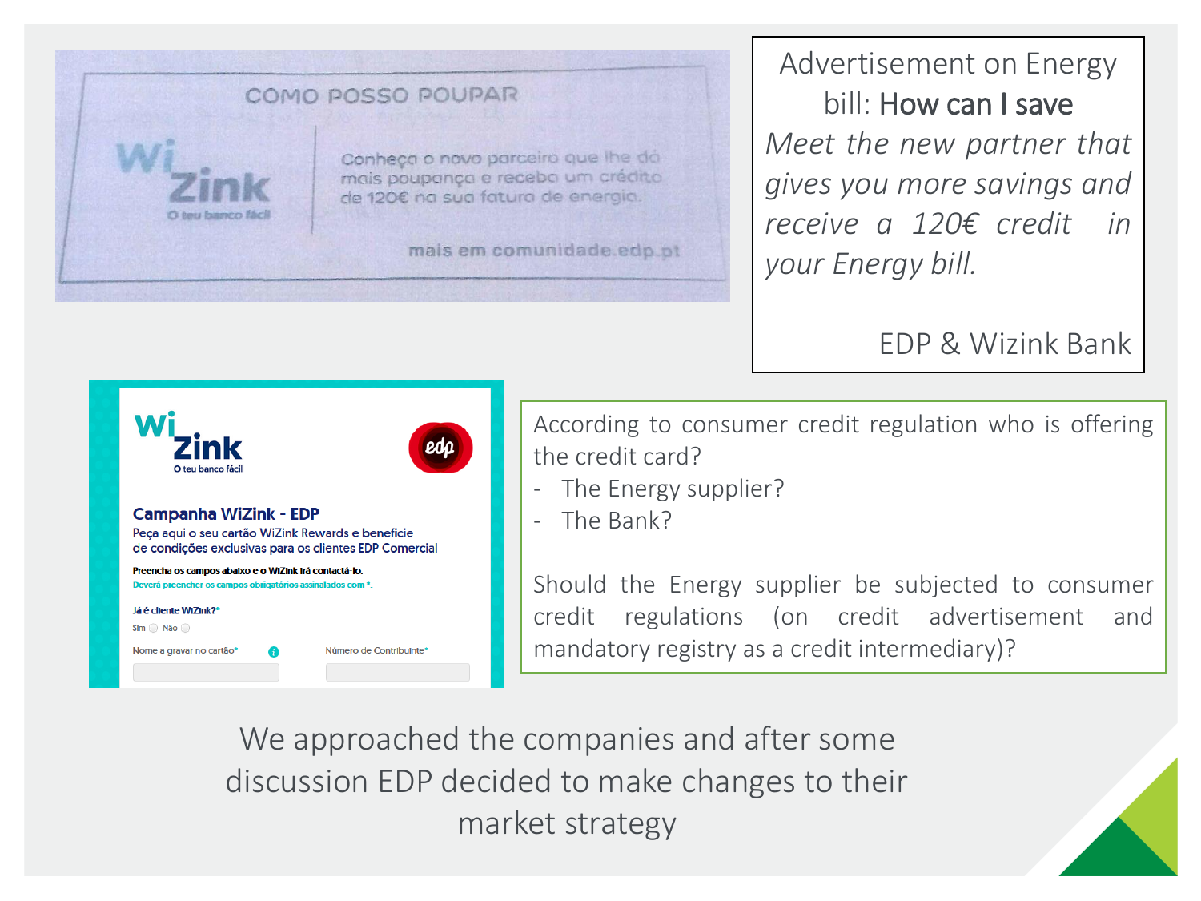COMO POSSO POUPAR

WiZink
O teu banco fácil

Conheça o novo parceiro que lhe dá mais poupança e receba um crédito de 120€ na sua fatura de energia.

mais em comunidade.edp.pt

Advertisement on Energy bill: **How can I save**

*Meet the new partner that gives you more savings and receive a 120€ credit in your Energy bill.*

EDP & Wizink Bank

WiZink
O teu banco fácil

edp

**Campanha WiZink - EDP**

Peça aqui o seu cartão WiZink Rewards e beneficie de condições exclusivas para os clientes EDP Comercial

**Preencha os campos abaixo e o WiZink irá contactá-lo.**

Deverá preencher os campos obrigatórios assinalados com *.

Já é cliente WiZink?*

Sim Não

Nome a gravar no cartão*

Número de Contribuinte*

According to consumer credit regulation who is offering the credit card?

- The Energy supplier?
- The Bank?

Should the Energy supplier be subjected to consumer credit regulations (on credit advertisement and mandatory registry as a credit intermediary)?

We approached the companies and after some discussion EDP decided to make changes to their market strategy